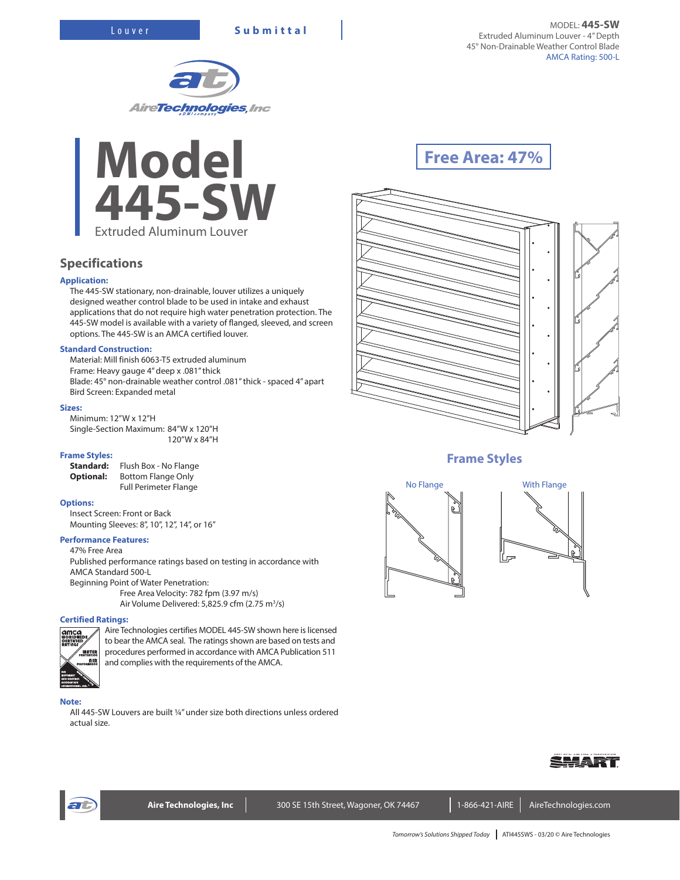Louver **Submittal**

MODEL: **445-SW**
Extruded Aluminum Louver - 4" Depth
45° Non-Drainable Weather Control Blade
AMCA Rating: 500-L

# Model 445-SW

Extruded Aluminum Louver

**Free Area: 47%**

## Specifications

### Application:

The 445-SW stationary, non-drainable, louver utilizes a uniquely designed weather control blade to be used in intake and exhaust applications that do not require high water penetration protection. The 445-SW model is available with a variety of flanged, sleeved, and screen options. The 445-SW is an AMCA certified louver.

### Standard Construction:

Material: Mill finish 6063-T5 extruded aluminum
Frame: Heavy gauge 4" deep x .081" thick
Blade: 45° non-drainable weather control .081" thick - spaced 4" apart
Bird Screen: Expanded metal

### Sizes:

Minimum: 12"W x 12"H
Single-Section Maximum: 84"W x 120"H
120"W x 84"H

### Frame Styles:

**Standard:** Flush Box - No Flange
**Optional:** Bottom Flange Only
Full Perimeter Flange

### Options:

Insect Screen: Front or Back
Mounting Sleeves: 8", 10", 12", 14", or 16"

### Performance Features:

47% Free Area
Published performance ratings based on testing in accordance with AMCA Standard 500-L
Beginning Point of Water Penetration:
Free Area Velocity: 782 fpm (3.97 m/s)
Air Volume Delivered: 5,825.9 cfm (2.75 $m^3$/s)

### Certified Ratings:

Aire Technologies certifies MODEL 445-SW shown here is licensed to bear the AMCA seal. The ratings shown are based on tests and procedures performed in accordance with AMCA Publication 511 and complies with the requirements of the AMCA.

### Note:

All 445-SW Louvers are built ¼" under size both directions unless ordered actual size.

## Frame Styles

No Flange | With Flange

Aire Technologies, Inc | 300 SE 15th Street, Wagoner, OK 74467 | 1-866-421-AIRE | AireTechnologies.com

*Tomorrow's Solutions Shipped Today* | ATI445SWS - 03/20 © Aire Technologies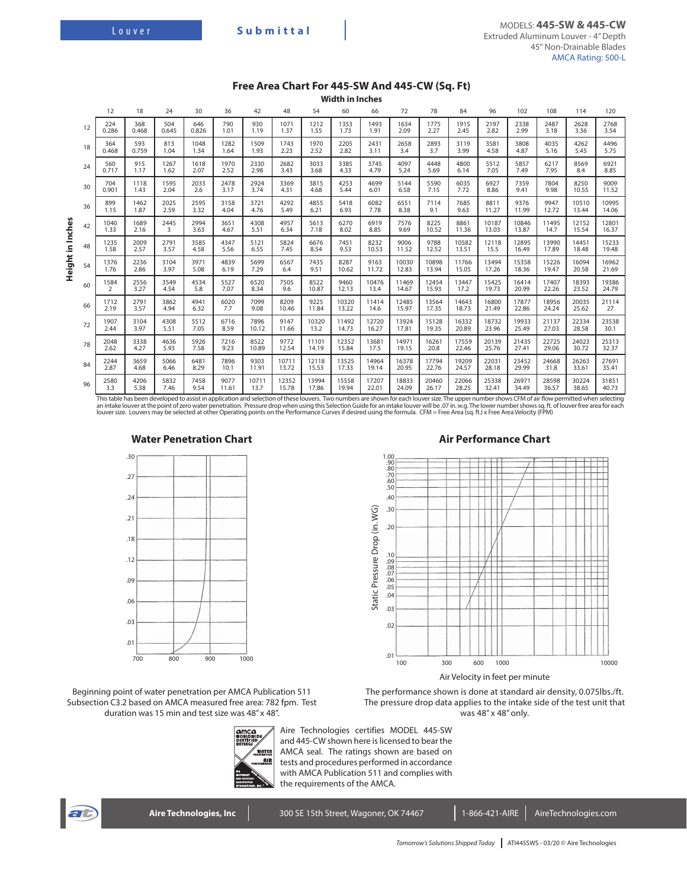Louver **Submittal**

MODELS: **445-SW & 445-CW**
Extruded Aluminum Louver - 4" Depth
45° Non-Drainable Blades
AMCA Rating: 500-L

## Free Area Chart For 445-SW And 445-CW (Sq. Ft)

Width in Inches

| Height in Inches | 12 | 18 | 24 | 30 | 36 | 42 | 48 | 54 | 60 | 66 | 72 | 78 | 84 | 96 | 102 | 108 | 114 | 120 |
|---|---|---|---|---|---|---|---|---|---|---|---|---|---|---|---|---|---|---|
| 12 | 224<br>0.286 | 368<br>0.468 | 504<br>0.645 | 646<br>0.826 | 790<br>1.01 | 930<br>1.19 | 1071<br>1.37 | 1212<br>1.55 | 1353<br>1.73 | 1493<br>1.91 | 1634<br>2.09 | 1775<br>2.27 | 1915<br>2.45 | 2197<br>2.82 | 2338<br>2.99 | 2487<br>3.18 | 2628<br>3.36 | 2768<br>3.54 |
| 18 | 364<br>0.468 | 593<br>0.759 | 813<br>1.04 | 1048<br>1.34 | 1282<br>1.64 | 1509<br>1.93 | 1743<br>2.23 | 1970<br>2.52 | 2205<br>2.82 | 2431<br>3.11 | 2658<br>3.4 | 2893<br>3.7 | 3119<br>3.99 | 3581<br>4.58 | 3808<br>4.87 | 4035<br>5.16 | 4262<br>5.45 | 4496<br>5.75 |
| 24 | 560<br>0.717 | 915<br>1.17 | 1267<br>1.62 | 1618<br>2.07 | 1970<br>2.52 | 2330<br>2.98 | 2682<br>3.43 | 3033<br>3.68 | 3385<br>4.33 | 3745<br>4.79 | 4097<br>5.24 | 4448<br>5.69 | 4800<br>6.14 | 5512<br>7.05 | 5857<br>7.49 | 6217<br>7.95 | 8569<br>8.4 | 6921<br>8.85 |
| 30 | 704<br>0.901 | 1118<br>1.43 | 1595<br>2.04 | 2033<br>2.6 | 2478<br>3.17 | 2924<br>3.74 | 3369<br>4.31 | 3815<br>4.68 | 4253<br>5.44 | 4699<br>6.01 | 5144<br>6.58 | 5590<br>7.15 | 6035<br>7.72 | 6927<br>8.86 | 7359<br>9.41 | 7804<br>9.98 | 8250<br>10.55 | 9009<br>11.52 |
| 36 | 899<br>1.15 | 1462<br>1.87 | 2025<br>2.59 | 2595<br>3.32 | 3158<br>4.04 | 3721<br>4.76 | 4292<br>5.49 | 4855<br>6.21 | 5418<br>6.93 | 6082<br>7.78 | 6551<br>8.38 | 7114<br>9.1 | 7685<br>9.63 | 8811<br>11.27 | 9376<br>11.99 | 9947<br>12.72 | 10510<br>13.44 | 10995<br>14.06 |
| 42 | 1040<br>1.33 | 1689<br>2.16 | 2445<br>3 | 2994<br>3.63 | 3651<br>4.67 | 4308<br>5.51 | 4957<br>6.34 | 5613<br>7.18 | 6270<br>8.02 | 6919<br>8.85 | 7576<br>9.69 | 8225<br>10.52 | 8861<br>11.36 | 10187<br>13.03 | 10846<br>13.87 | 11495<br>14.7 | 12152<br>15.54 | 12801<br>16.37 |
| 48 | 1235<br>1.58 | 2009<br>2.57 | 2791<br>3.57 | 3585<br>4.58 | 4347<br>5.56 | 5121<br>6.55 | 5824<br>7.45 | 6676<br>8.54 | 7451<br>9.53 | 8232<br>10.53 | 9006<br>11.52 | 9788<br>12.52 | 10582<br>13.51 | 12118<br>15.5 | 12895<br>16.49 | 13990<br>17.89 | 14451<br>18.48 | 15233<br>19.48 |
| 54 | 1376<br>1.76 | 2236<br>2.86 | 3104<br>3.97 | 3971<br>5.08 | 4839<br>6.19 | 5699<br>7.29 | 6567<br>6.4 | 7435<br>9.51 | 8287<br>10.62 | 9163<br>11.72 | 10030<br>12.83 | 10898<br>13.94 | 11766<br>15.05 | 13494<br>17.26 | 15358<br>18.36 | 15226<br>19.47 | 16094<br>20.58 | 16962<br>21.69 |
| 60 | 1584<br>2 | 2556<br>3.27 | 3549<br>4.54 | 4534<br>5.8 | 5527<br>7.07 | 6520<br>8.34 | 7505<br>9.6 | 8522<br>10.87 | 9460<br>12.13 | 10476<br>13.4 | 11469<br>14.67 | 12454<br>15.93 | 13447<br>17.2 | 15425<br>19.73 | 16414<br>20.99 | 17407<br>22.26 | 18393<br>23.52 | 19386<br>24.79 |
| 66 | 1712<br>2.19 | 2791<br>3.57 | 3862<br>4.94 | 4941<br>6.32 | 6020<br>7.7 | 7099<br>9.08 | 8209<br>10.46 | 9225<br>11.84 | 10320<br>13.22 | 11414<br>14.6 | 12485<br>15.97 | 13564<br>17.35 | 14643<br>18.73 | 16800<br>21.49 | 17877<br>22.86 | 18956<br>24.24 | 20035<br>25.62 | 21114<br>27 |
| 72 | 1907<br>2.44 | 3104<br>3.97 | 4308<br>5.51 | 5512<br>7.05 | 6716<br>8.59 | 7896<br>10.12 | 9147<br>11.66 | 10320<br>13.2 | 11492<br>14.73 | 12720<br>16.27 | 13924<br>17.81 | 15128<br>19.35 | 16332<br>20.89 | 18732<br>23.96 | 19933<br>25.49 | 21137<br>27.03 | 22334<br>28.58 | 23538<br>30.1 |
| 78 | 2048<br>2.62 | 3338<br>4.27 | 4636<br>5.93 | 5926<br>7.58 | 7216<br>9.23 | 8522<br>10.89 | 9772<br>12.54 | 11101<br>14.19 | 12352<br>15.84 | 13681<br>17.5 | 14971<br>19.15 | 16261<br>20.8 | 17559<br>22.46 | 20139<br>25.76 | 21435<br>27.41 | 22725<br>29.06 | 24023<br>30.72 | 25313<br>32.37 |
| 84 | 2244<br>2.87 | 3659<br>4.68 | 5066<br>6.46 | 6481<br>8.29 | 7896<br>10.1 | 9303<br>11.91 | 10711<br>13.72 | 12118<br>15.53 | 13525<br>17.33 | 14964<br>19.14 | 16378<br>20.95 | 17794<br>22.76 | 19209<br>24.57 | 22031<br>28.18 | 23452<br>29.99 | 24668<br>31.8 | 26263<br>33.61 | 27691<br>35.41 |
| 96 | 2580<br>3.3 | 4206<br>5.38 | 5832<br>7.46 | 7458<br>9.54 | 9077<br>11.61 | 10711<br>13.7 | 12352<br>15.78 | 13994<br>17.86 | 15558<br>19.94 | 17207<br>22.01 | 18833<br>24.09 | 20460<br>26.17 | 22066<br>28.25 | 25338<br>32.41 | 26971<br>34.49 | 28598<br>36.57 | 30224<br>38.65 | 31851<br>40.73 |

This table has been developed to assist in application and selection of these louvers. Two numbers are shown for each louver size. The upper number shows CFM of air flow permitted when selecting an intake louver at the point of zero water penetration. Pressure drop when using this Selection Guide for an intake louver will be .07 in. w.g. The lower number shows sq. ft. of louver free area for each louver size. Louvers may be selected at other Operating points on the Performance Curves if desired using the formula. CFM = Free Area (sq. ft.) x Free Area Velocity (FPM)

### Water Penetration Chart

.30
.27
.24
.21
.18
.12
.09
.06
.03
.01
700
800
900
1000

Beginning point of water penetration per AMCA Publication 511 Subsection C3.2 based on AMCA measured free area: 782 fpm. Test duration was 15 min and test size was 48" x 48".

### Air Performance Chart

Static Pressure Drop (in. WG)

1.00
.90
.80
.70
.60
.50
.40
.30
.20
.10
.09
.08
.07
.06
.05
.04
.03
.02
.01
100
300
600
1000
10000

Air Velocity in feet per minute

The performance shown is done at standard air density, 0.075lbs./ft. The pressure drop data applies to the intake side of the test unit that was 48" x 48" only.

Aire Technologies certifies MODEL 445-SW and 445-CW shown here is licensed to bear the AMCA seal. The ratings shown are based on tests and procedures performed in accordance with AMCA Publication 511 and complies with the requirements of the AMCA.

**Aire Technologies, Inc** | 300 SE 15th Street, Wagoner, OK 74467 | 1-866-421-AIRE | AireTechnologies.com

*Tomorrow's Solutions Shipped Today* | ATI445SWS - 03/20 © Aire Technologies